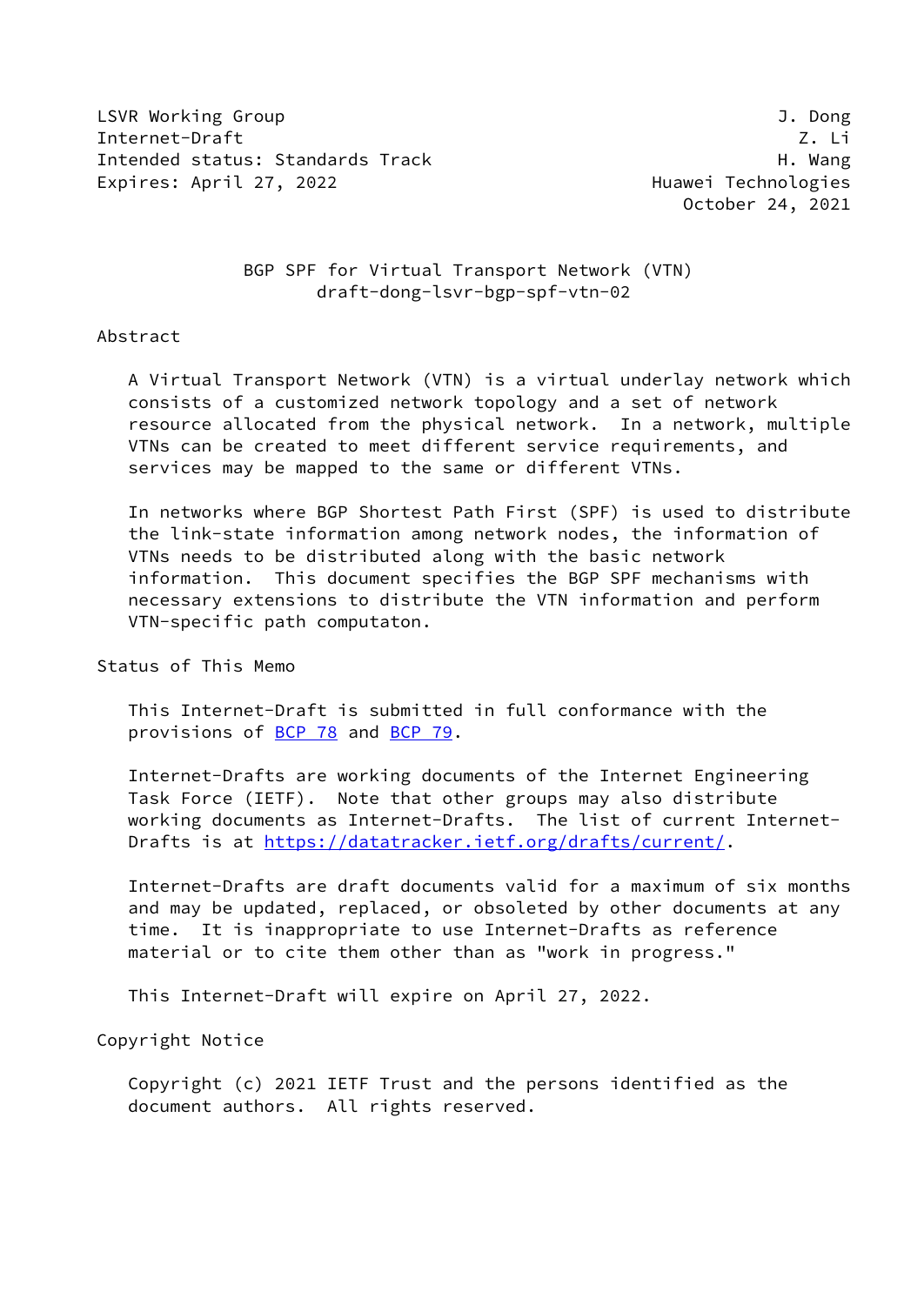LSVR Working Group J. Dong
Internet-Draft Z. Li
Intended status: Standards Track H. Wang
Expires: April 27, 2022 Huawei Technologies
October 24, 2021

# BGP SPF for Virtual Transport Network (VTN)
draft-dong-lsvr-bgp-spf-vtn-02

## Abstract

A Virtual Transport Network (VTN) is a virtual underlay network which consists of a customized network topology and a set of network resource allocated from the physical network. In a network, multiple VTNs can be created to meet different service requirements, and services may be mapped to the same or different VTNs.

In networks where BGP Shortest Path First (SPF) is used to distribute the link-state information among network nodes, the information of VTNs needs to be distributed along with the basic network information. This document specifies the BGP SPF mechanisms with necessary extensions to distribute the VTN information and perform VTN-specific path computaton.

## Status of This Memo

This Internet-Draft is submitted in full conformance with the provisions of BCP 78 and BCP 79.

Internet-Drafts are working documents of the Internet Engineering Task Force (IETF). Note that other groups may also distribute working documents as Internet-Drafts. The list of current Internet-Drafts is at https://datatracker.ietf.org/drafts/current/.

Internet-Drafts are draft documents valid for a maximum of six months and may be updated, replaced, or obsoleted by other documents at any time. It is inappropriate to use Internet-Drafts as reference material or to cite them other than as "work in progress."

This Internet-Draft will expire on April 27, 2022.

## Copyright Notice

Copyright (c) 2021 IETF Trust and the persons identified as the document authors. All rights reserved.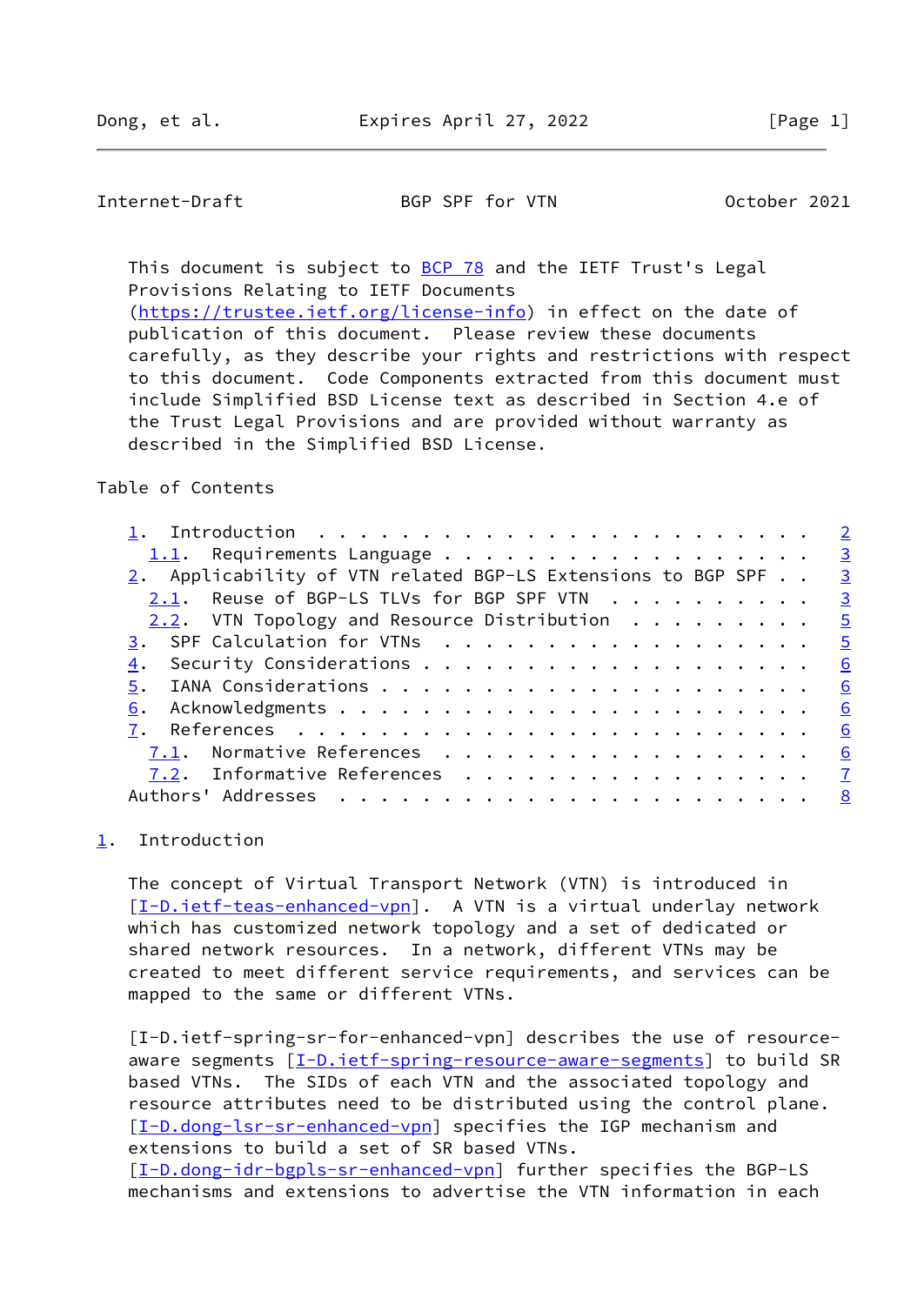This document is subject to BCP 78 and the IETF Trust's Legal Provisions Relating to IETF Documents (https://trustee.ietf.org/license-info) in effect on the date of publication of this document. Please review these documents carefully, as they describe your rights and restrictions with respect to this document. Code Components extracted from this document must include Simplified BSD License text as described in Section 4.e of the Trust Legal Provisions and are provided without warranty as described in the Simplified BSD License.

Table of Contents

```
   1.  Introduction  . . . . . . . . . . . . . . . . . . . . . . . .   2
     1.1.  Requirements Language . . . . . . . . . . . . . . . . . .   3
   2.  Applicability of VTN related BGP-LS Extensions to BGP SPF . .   3
     2.1.  Reuse of BGP-LS TLVs for BGP SPF VTN  . . . . . . . . . .   3
     2.2.  VTN Topology and Resource Distribution  . . . . . . . . .   5
   3.  SPF Calculation for VTNs  . . . . . . . . . . . . . . . . . .   5
   4.  Security Considerations . . . . . . . . . . . . . . . . . . .   6
   5.  IANA Considerations . . . . . . . . . . . . . . . . . . . . .   6
   6.  Acknowledgments . . . . . . . . . . . . . . . . . . . . . . .   6
   7.  References  . . . . . . . . . . . . . . . . . . . . . . . . .   6
     7.1.  Normative References  . . . . . . . . . . . . . . . . . .   6
     7.2.  Informative References  . . . . . . . . . . . . . . . . .   7
   Authors' Addresses  . . . . . . . . . . . . . . . . . . . . . . .   8
```

## 1. Introduction

The concept of Virtual Transport Network (VTN) is introduced in [I-D.ietf-teas-enhanced-vpn]. A VTN is a virtual underlay network which has customized network topology and a set of dedicated or shared network resources. In a network, different VTNs may be created to meet different service requirements, and services can be mapped to the same or different VTNs.

[I-D.ietf-spring-sr-for-enhanced-vpn] describes the use of resource-aware segments [I-D.ietf-spring-resource-aware-segments] to build SR based VTNs. The SIDs of each VTN and the associated topology and resource attributes need to be distributed using the control plane. [I-D.dong-lsr-sr-enhanced-vpn] specifies the IGP mechanism and extensions to build a set of SR based VTNs. [I-D.dong-idr-bgpls-sr-enhanced-vpn] further specifies the BGP-LS mechanisms and extensions to advertise the VTN information in each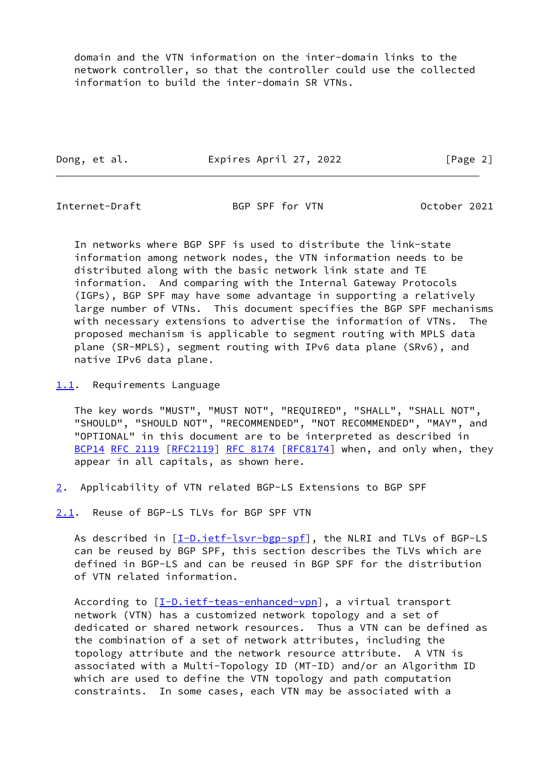domain and the VTN information on the inter-domain links to the network controller, so that the controller could use the collected information to build the inter-domain SR VTNs.

In networks where BGP SPF is used to distribute the link-state information among network nodes, the VTN information needs to be distributed along with the basic network link state and TE information. And comparing with the Internal Gateway Protocols (IGPs), BGP SPF may have some advantage in supporting a relatively large number of VTNs. This document specifies the BGP SPF mechanisms with necessary extensions to advertise the information of VTNs. The proposed mechanism is applicable to segment routing with MPLS data plane (SR-MPLS), segment routing with IPv6 data plane (SRv6), and native IPv6 data plane.

### 1.1. Requirements Language

The key words "MUST", "MUST NOT", "REQUIRED", "SHALL", "SHALL NOT", "SHOULD", "SHOULD NOT", "RECOMMENDED", "NOT RECOMMENDED", "MAY", and "OPTIONAL" in this document are to be interpreted as described in BCP14 RFC 2119 [RFC2119] RFC 8174 [RFC8174] when, and only when, they appear in all capitals, as shown here.

## 2. Applicability of VTN related BGP-LS Extensions to BGP SPF

### 2.1. Reuse of BGP-LS TLVs for BGP SPF VTN

As described in [I-D.ietf-lsvr-bgp-spf], the NLRI and TLVs of BGP-LS can be reused by BGP SPF, this section describes the TLVs which are defined in BGP-LS and can be reused in BGP SPF for the distribution of VTN related information.

According to [I-D.ietf-teas-enhanced-vpn], a virtual transport network (VTN) has a customized network topology and a set of dedicated or shared network resources. Thus a VTN can be defined as the combination of a set of network attributes, including the topology attribute and the network resource attribute. A VTN is associated with a Multi-Topology ID (MT-ID) and/or an Algorithm ID which are used to define the VTN topology and path computation constraints. In some cases, each VTN may be associated with a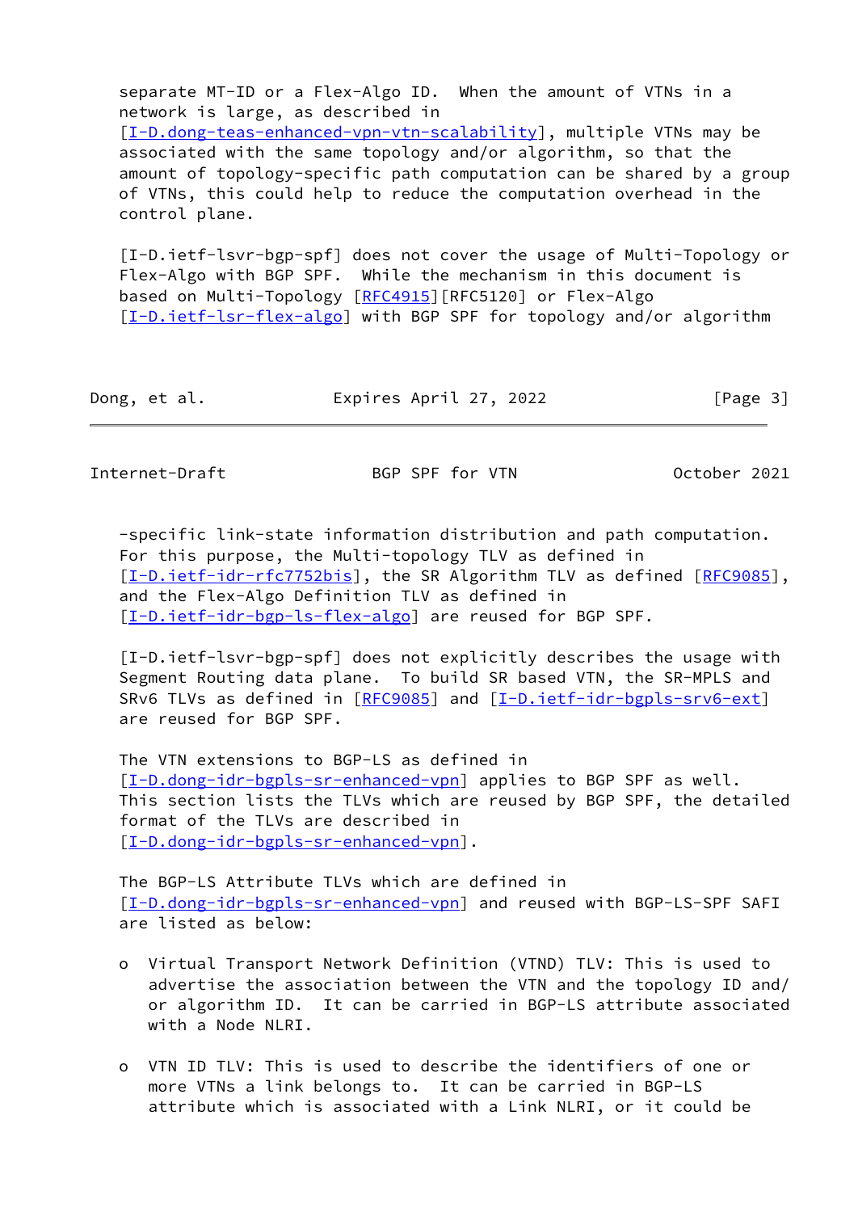separate MT-ID or a Flex-Algo ID.  When the amount of VTNs in a network is large, as described in [I-D.dong-teas-enhanced-vpn-vtn-scalability], multiple VTNs may be associated with the same topology and/or algorithm, so that the amount of topology-specific path computation can be shared by a group of VTNs, this could help to reduce the computation overhead in the control plane.

[I-D.ietf-lsvr-bgp-spf] does not cover the usage of Multi-Topology or Flex-Algo with BGP SPF.  While the mechanism in this document is based on Multi-Topology [RFC4915][RFC5120] or Flex-Algo [I-D.ietf-lsr-flex-algo] with BGP SPF for topology and/or algorithm -specific link-state information distribution and path computation. For this purpose, the Multi-topology TLV as defined in [I-D.ietf-idr-rfc7752bis], the SR Algorithm TLV as defined [RFC9085], and the Flex-Algo Definition TLV as defined in [I-D.ietf-idr-bgp-ls-flex-algo] are reused for BGP SPF.

[I-D.ietf-lsvr-bgp-spf] does not explicitly describes the usage with Segment Routing data plane.  To build SR based VTN, the SR-MPLS and SRv6 TLVs as defined in [RFC9085] and [I-D.ietf-idr-bgpls-srv6-ext] are reused for BGP SPF.

The VTN extensions to BGP-LS as defined in [I-D.dong-idr-bgpls-sr-enhanced-vpn] applies to BGP SPF as well. This section lists the TLVs which are reused by BGP SPF, the detailed format of the TLVs are described in [I-D.dong-idr-bgpls-sr-enhanced-vpn].

The BGP-LS Attribute TLVs which are defined in [I-D.dong-idr-bgpls-sr-enhanced-vpn] and reused with BGP-LS-SPF SAFI are listed as below:

- Virtual Transport Network Definition (VTND) TLV: This is used to advertise the association between the VTN and the topology ID and/ or algorithm ID.  It can be carried in BGP-LS attribute associated with a Node NLRI.

- VTN ID TLV: This is used to describe the identifiers of one or more VTNs a link belongs to.  It can be carried in BGP-LS attribute which is associated with a Link NLRI, or it could be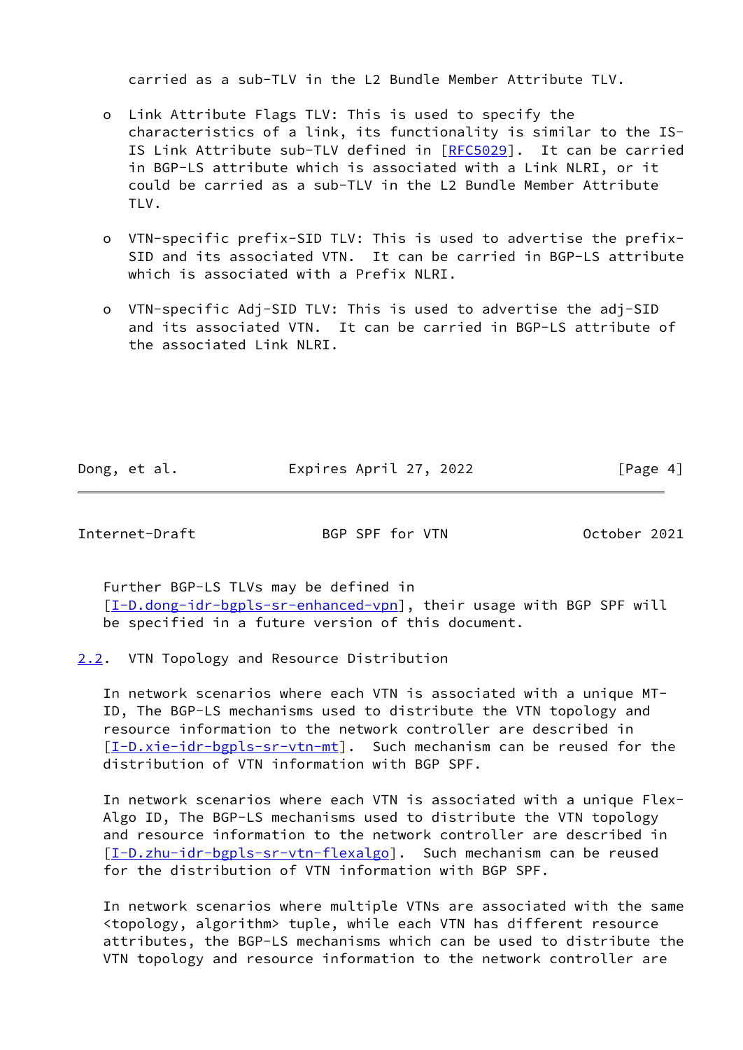carried as a sub-TLV in the L2 Bundle Member Attribute TLV.

- Link Attribute Flags TLV: This is used to specify the characteristics of a link, its functionality is similar to the IS-IS Link Attribute sub-TLV defined in [RFC5029]. It can be carried in BGP-LS attribute which is associated with a Link NLRI, or it could be carried as a sub-TLV in the L2 Bundle Member Attribute TLV.

- VTN-specific prefix-SID TLV: This is used to advertise the prefix-SID and its associated VTN. It can be carried in BGP-LS attribute which is associated with a Prefix NLRI.

- VTN-specific Adj-SID TLV: This is used to advertise the adj-SID and its associated VTN. It can be carried in BGP-LS attribute of the associated Link NLRI.

Further BGP-LS TLVs may be defined in [I-D.dong-idr-bgpls-sr-enhanced-vpn], their usage with BGP SPF will be specified in a future version of this document.

## 2.2. VTN Topology and Resource Distribution

In network scenarios where each VTN is associated with a unique MT-ID, The BGP-LS mechanisms used to distribute the VTN topology and resource information to the network controller are described in [I-D.xie-idr-bgpls-sr-vtn-mt]. Such mechanism can be reused for the distribution of VTN information with BGP SPF.

In network scenarios where each VTN is associated with a unique Flex-Algo ID, The BGP-LS mechanisms used to distribute the VTN topology and resource information to the network controller are described in [I-D.zhu-idr-bgpls-sr-vtn-flexalgo]. Such mechanism can be reused for the distribution of VTN information with BGP SPF.

In network scenarios where multiple VTNs are associated with the same <topology, algorithm> tuple, while each VTN has different resource attributes, the BGP-LS mechanisms which can be used to distribute the VTN topology and resource information to the network controller are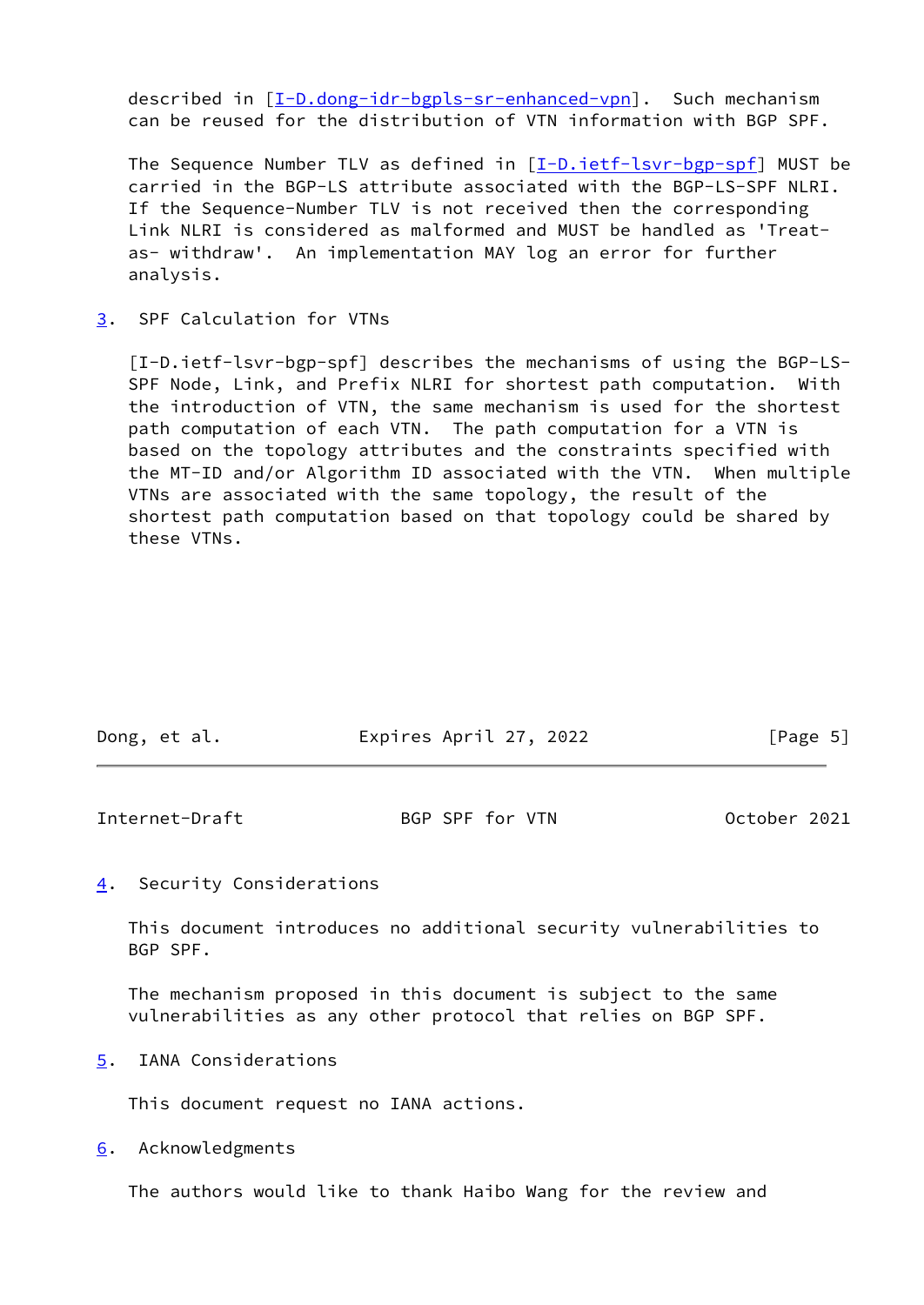described in [I-D.dong-idr-bgpls-sr-enhanced-vpn]. Such mechanism can be reused for the distribution of VTN information with BGP SPF.

The Sequence Number TLV as defined in [I-D.ietf-lsvr-bgp-spf] MUST be carried in the BGP-LS attribute associated with the BGP-LS-SPF NLRI. If the Sequence-Number TLV is not received then the corresponding Link NLRI is considered as malformed and MUST be handled as 'Treat-as- withdraw'. An implementation MAY log an error for further analysis.

## 3. SPF Calculation for VTNs

[I-D.ietf-lsvr-bgp-spf] describes the mechanisms of using the BGP-LS-SPF Node, Link, and Prefix NLRI for shortest path computation. With the introduction of VTN, the same mechanism is used for the shortest path computation of each VTN. The path computation for a VTN is based on the topology attributes and the constraints specified with the MT-ID and/or Algorithm ID associated with the VTN. When multiple VTNs are associated with the same topology, the result of the shortest path computation based on that topology could be shared by these VTNs.

## 4. Security Considerations

This document introduces no additional security vulnerabilities to BGP SPF.

The mechanism proposed in this document is subject to the same vulnerabilities as any other protocol that relies on BGP SPF.

## 5. IANA Considerations

This document request no IANA actions.

## 6. Acknowledgments

The authors would like to thank Haibo Wang for the review and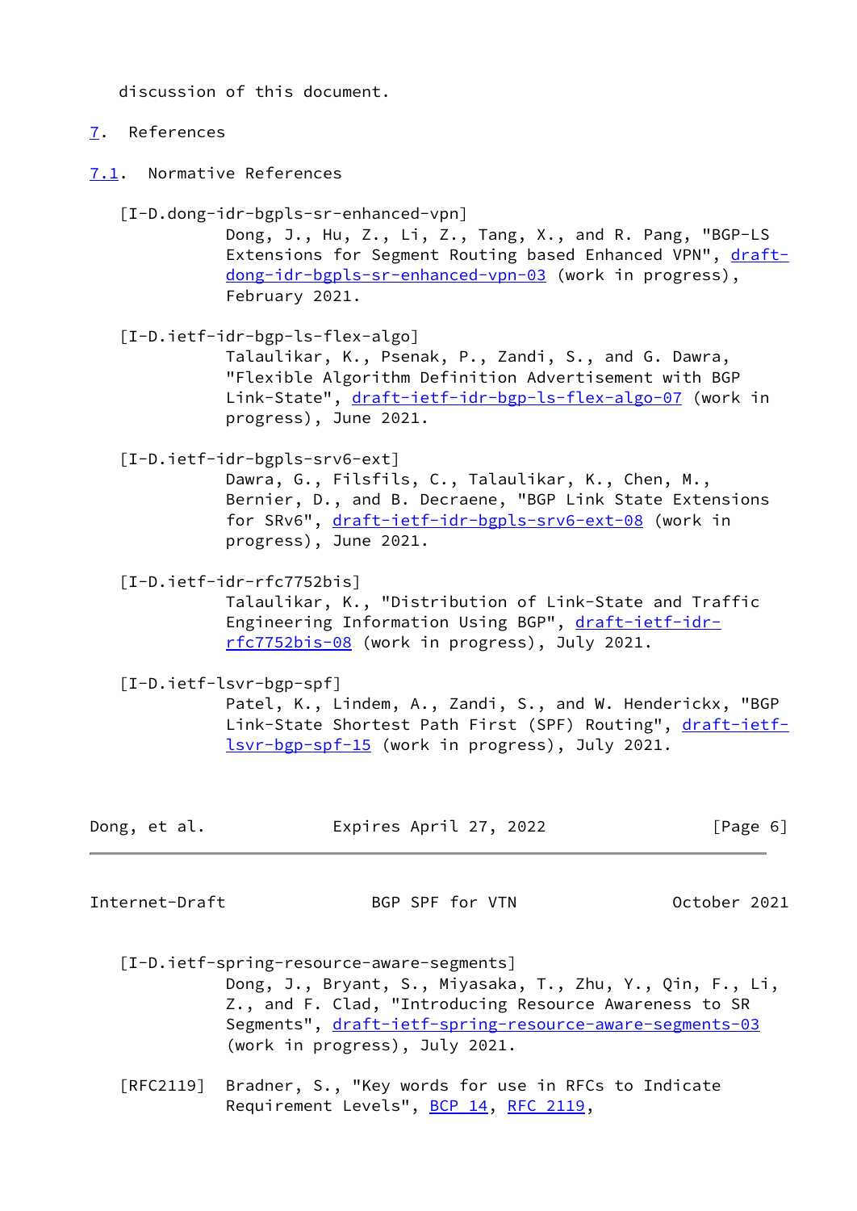discussion of this document.

## 7. References

### 7.1. Normative References

[I-D.dong-idr-bgpls-sr-enhanced-vpn]
Dong, J., Hu, Z., Li, Z., Tang, X., and R. Pang, "BGP-LS Extensions for Segment Routing based Enhanced VPN", draft-dong-idr-bgpls-sr-enhanced-vpn-03 (work in progress), February 2021.

[I-D.ietf-idr-bgp-ls-flex-algo]
Talaulikar, K., Psenak, P., Zandi, S., and G. Dawra, "Flexible Algorithm Definition Advertisement with BGP Link-State", draft-ietf-idr-bgp-ls-flex-algo-07 (work in progress), June 2021.

[I-D.ietf-idr-bgpls-srv6-ext]
Dawra, G., Filsfils, C., Talaulikar, K., Chen, M., Bernier, D., and B. Decraene, "BGP Link State Extensions for SRv6", draft-ietf-idr-bgpls-srv6-ext-08 (work in progress), June 2021.

[I-D.ietf-idr-rfc7752bis]
Talaulikar, K., "Distribution of Link-State and Traffic Engineering Information Using BGP", draft-ietf-idr-rfc7752bis-08 (work in progress), July 2021.

[I-D.ietf-lsvr-bgp-spf]
Patel, K., Lindem, A., Zandi, S., and W. Henderickx, "BGP Link-State Shortest Path First (SPF) Routing", draft-ietf-lsvr-bgp-spf-15 (work in progress), July 2021.

[I-D.ietf-spring-resource-aware-segments]
Dong, J., Bryant, S., Miyasaka, T., Zhu, Y., Qin, F., Li, Z., and F. Clad, "Introducing Resource Awareness to SR Segments", draft-ietf-spring-resource-aware-segments-03 (work in progress), July 2021.

[RFC2119] Bradner, S., "Key words for use in RFCs to Indicate Requirement Levels", BCP 14, RFC 2119,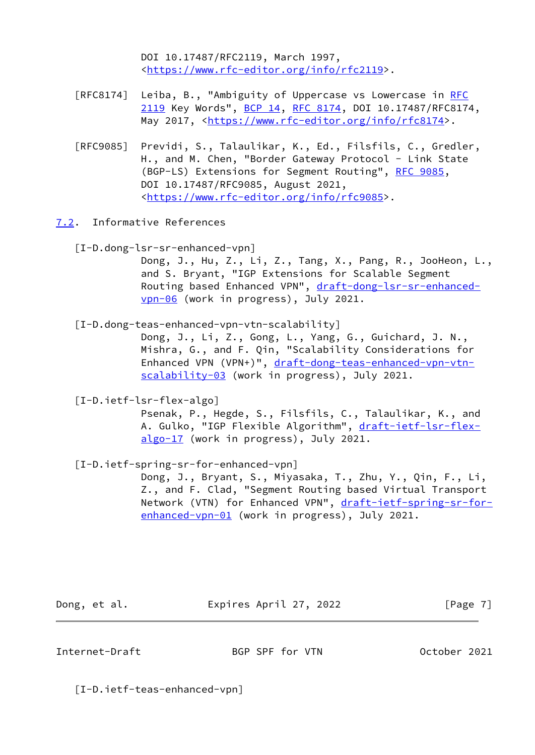DOI 10.17487/RFC2119, March 1997, <https://www.rfc-editor.org/info/rfc2119>.

[RFC8174] Leiba, B., "Ambiguity of Uppercase vs Lowercase in RFC 2119 Key Words", BCP 14, RFC 8174, DOI 10.17487/RFC8174, May 2017, <https://www.rfc-editor.org/info/rfc8174>.

[RFC9085] Previdi, S., Talaulikar, K., Ed., Filsfils, C., Gredler, H., and M. Chen, "Border Gateway Protocol - Link State (BGP-LS) Extensions for Segment Routing", RFC 9085, DOI 10.17487/RFC9085, August 2021, <https://www.rfc-editor.org/info/rfc9085>.

## 7.2. Informative References

[I-D.dong-lsr-sr-enhanced-vpn]
Dong, J., Hu, Z., Li, Z., Tang, X., Pang, R., JooHeon, L., and S. Bryant, "IGP Extensions for Scalable Segment Routing based Enhanced VPN", draft-dong-lsr-sr-enhanced-vpn-06 (work in progress), July 2021.

[I-D.dong-teas-enhanced-vpn-vtn-scalability]
Dong, J., Li, Z., Gong, L., Yang, G., Guichard, J. N., Mishra, G., and F. Qin, "Scalability Considerations for Enhanced VPN (VPN+)", draft-dong-teas-enhanced-vpn-vtn-scalability-03 (work in progress), July 2021.

[I-D.ietf-lsr-flex-algo]
Psenak, P., Hegde, S., Filsfils, C., Talaulikar, K., and A. Gulko, "IGP Flexible Algorithm", draft-ietf-lsr-flex-algo-17 (work in progress), July 2021.

[I-D.ietf-spring-sr-for-enhanced-vpn]
Dong, J., Bryant, S., Miyasaka, T., Zhu, Y., Qin, F., Li, Z., and F. Clad, "Segment Routing based Virtual Transport Network (VTN) for Enhanced VPN", draft-ietf-spring-sr-for-enhanced-vpn-01 (work in progress), July 2021.

[I-D.ietf-teas-enhanced-vpn]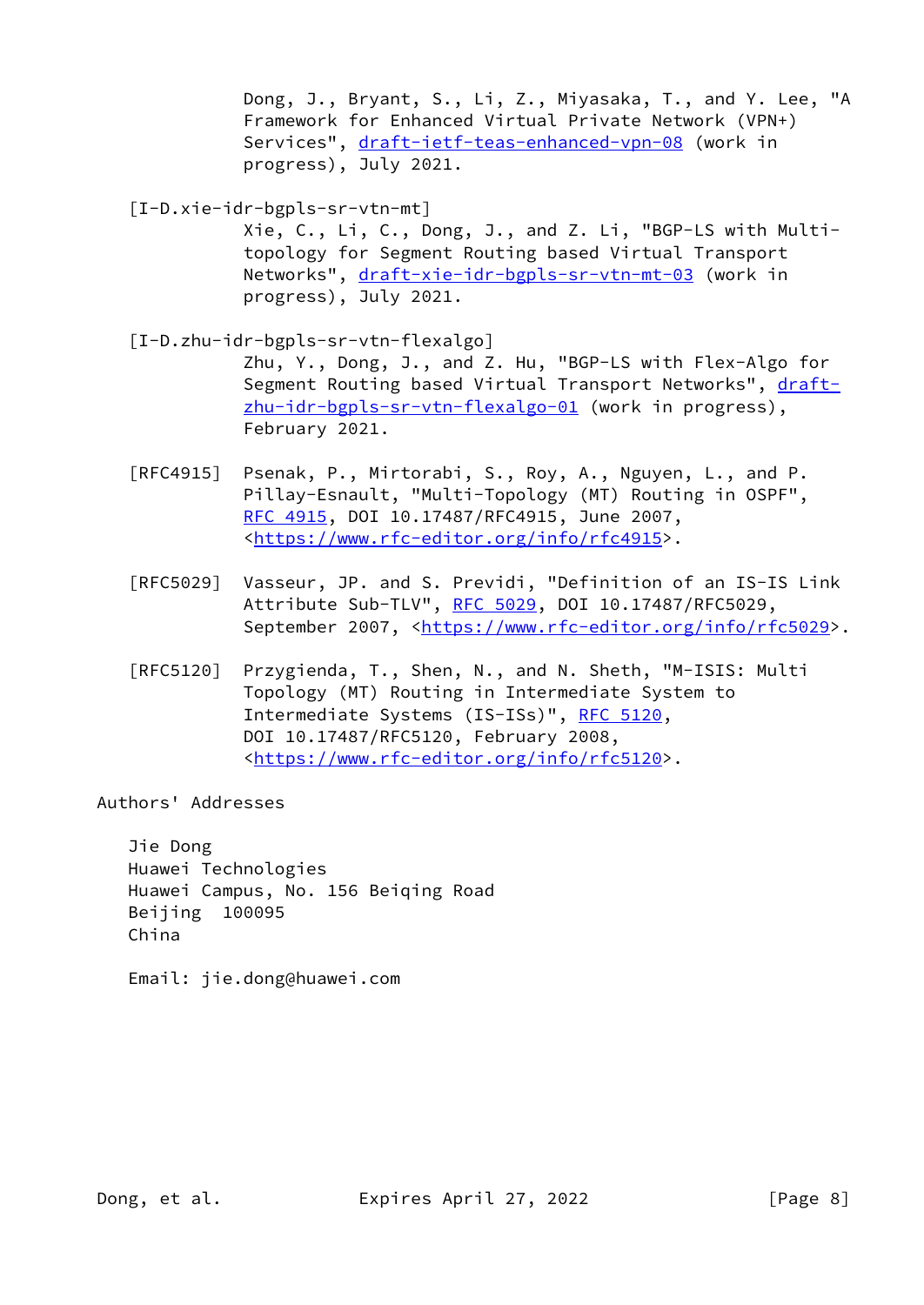Dong, J., Bryant, S., Li, Z., Miyasaka, T., and Y. Lee, "A Framework for Enhanced Virtual Private Network (VPN+) Services", draft-ietf-teas-enhanced-vpn-08 (work in progress), July 2021.

[I-D.xie-idr-bgpls-sr-vtn-mt]
Xie, C., Li, C., Dong, J., and Z. Li, "BGP-LS with Multi-topology for Segment Routing based Virtual Transport Networks", draft-xie-idr-bgpls-sr-vtn-mt-03 (work in progress), July 2021.

[I-D.zhu-idr-bgpls-sr-vtn-flexalgo]
Zhu, Y., Dong, J., and Z. Hu, "BGP-LS with Flex-Algo for Segment Routing based Virtual Transport Networks", draft-zhu-idr-bgpls-sr-vtn-flexalgo-01 (work in progress), February 2021.

[RFC4915] Psenak, P., Mirtorabi, S., Roy, A., Nguyen, L., and P. Pillay-Esnault, "Multi-Topology (MT) Routing in OSPF", RFC 4915, DOI 10.17487/RFC4915, June 2007, <https://www.rfc-editor.org/info/rfc4915>.

[RFC5029] Vasseur, JP. and S. Previdi, "Definition of an IS-IS Link Attribute Sub-TLV", RFC 5029, DOI 10.17487/RFC5029, September 2007, <https://www.rfc-editor.org/info/rfc5029>.

[RFC5120] Przygienda, T., Shen, N., and N. Sheth, "M-ISIS: Multi Topology (MT) Routing in Intermediate System to Intermediate Systems (IS-ISs)", RFC 5120, DOI 10.17487/RFC5120, February 2008, <https://www.rfc-editor.org/info/rfc5120>.

## Authors' Addresses

Jie Dong
Huawei Technologies
Huawei Campus, No. 156 Beiqing Road
Beijing 100095
China

Email: jie.dong@huawei.com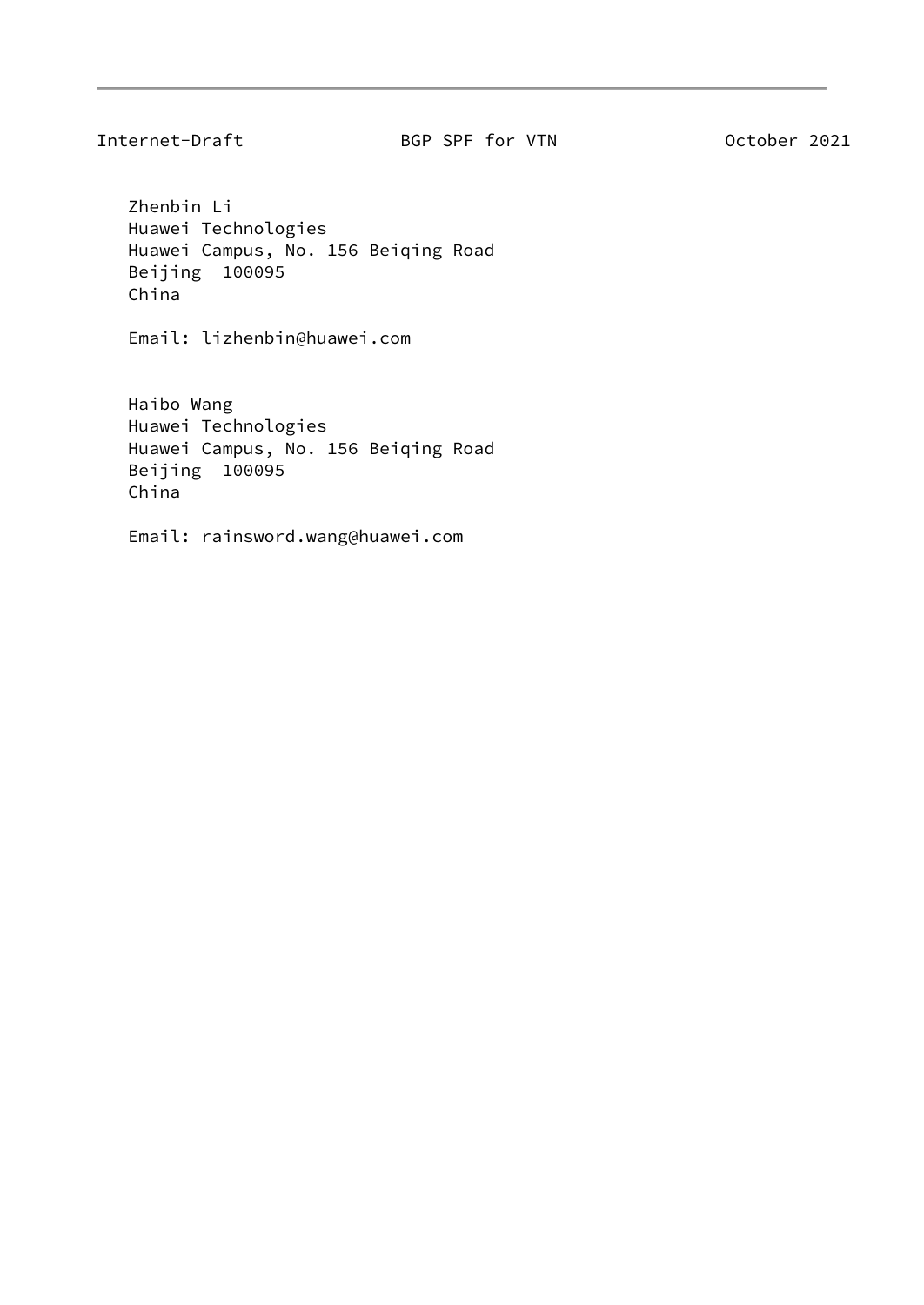Zhenbin Li
Huawei Technologies
Huawei Campus, No. 156 Beiqing Road
Beijing 100095
China

Email: lizhenbin@huawei.com

Haibo Wang
Huawei Technologies
Huawei Campus, No. 156 Beiqing Road
Beijing 100095
China

Email: rainsword.wang@huawei.com